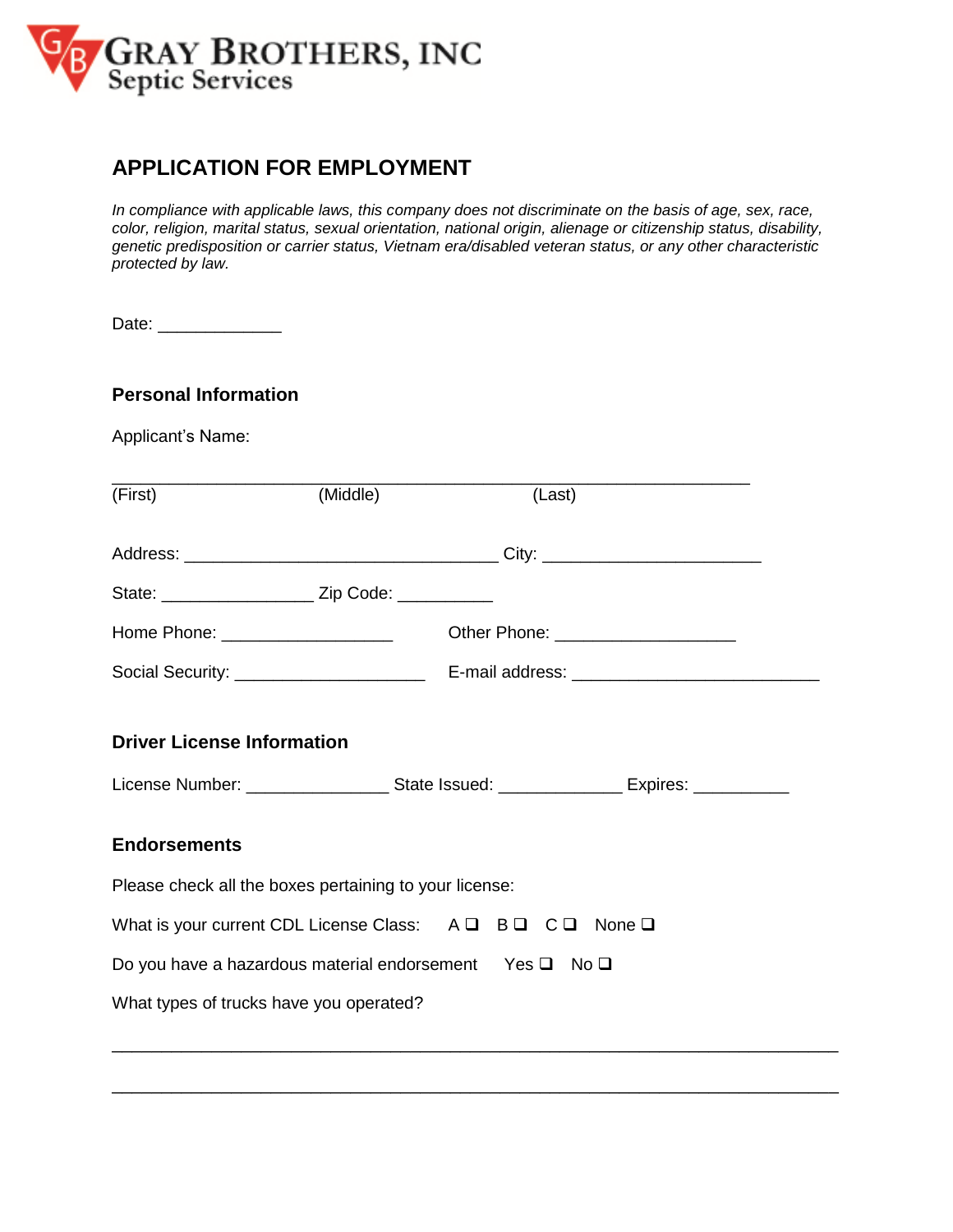GRAY BROTHERS, INC
Septic Services

# APPLICATION FOR EMPLOYMENT

*In compliance with applicable laws, this company does not discriminate on the basis of age, sex, race, color, religion, marital status, sexual orientation, national origin, alienage or citizenship status, disability, genetic predisposition or carrier status, Vietnam era/disabled veteran status, or any other characteristic protected by law.*

Date: _____________

## Personal Information

Applicant's Name:

______________________________________________________________________

(First) (Middle) (Last)

Address: _________________________________ City: _______________________

State: ________________ Zip Code: __________

Home Phone: __________________ Other Phone: ___________________

Social Security: ____________________ E-mail address: __________________________

## Driver License Information

License Number: _______________ State Issued: _____________ Expires: __________

## Endorsements

Please check all the boxes pertaining to your license:

What is your current CDL License Class: A ❑ B ❑ C ❑ None ❑

Do you have a hazardous material endorsement Yes ❑ No ❑

What types of trucks have you operated?

_____________________________________________________________________________

_____________________________________________________________________________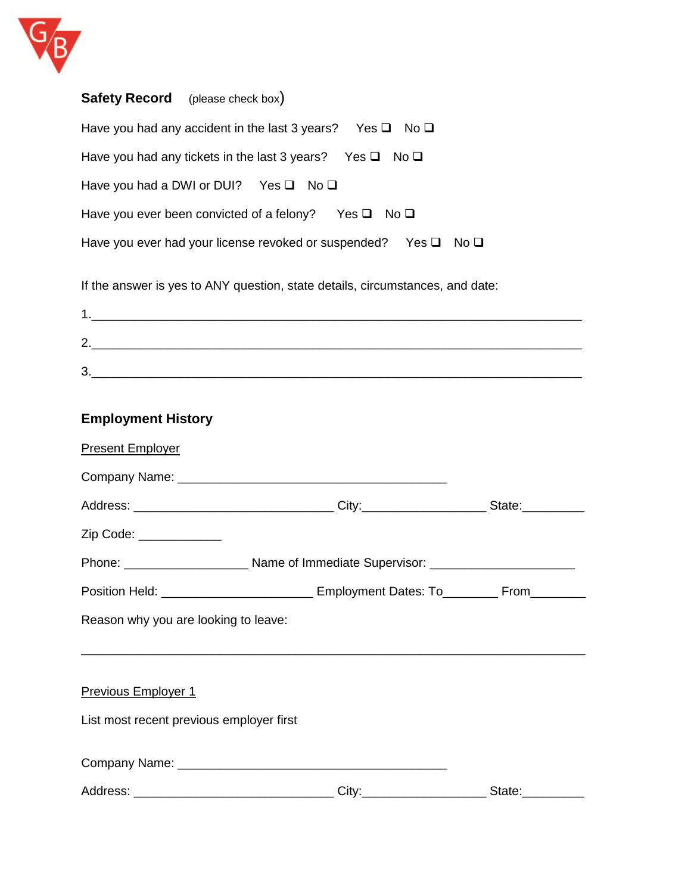**Safety Record** (please check box)

Have you had any accident in the last 3 years? Yes ❑ No ❑

Have you had any tickets in the last 3 years? Yes ❑ No ❑

Have you had a DWI or DUI? Yes ❑ No ❑

Have you ever been convicted of a felony? Yes ❑ No ❑

Have you ever had your license revoked or suspended? Yes ❑ No ❑

If the answer is yes to ANY question, state details, circumstances, and date:

1.___________________________________________________________________

2.___________________________________________________________________

3.___________________________________________________________________

**Employment History**

<u>Present Employer</u>

Company Name: _____________________________________

Address: ____________________________ City:_________________ State:_________

Zip Code: ____________

Phone: __________________ Name of Immediate Supervisor: ____________________

Position Held: _____________________ Employment Dates: To________ From________

Reason why you are looking to leave:

______________________________________________________________________

<u>Previous Employer 1</u>

List most recent previous employer first

Company Name: _____________________________________

Address: ____________________________ City:_________________ State:_________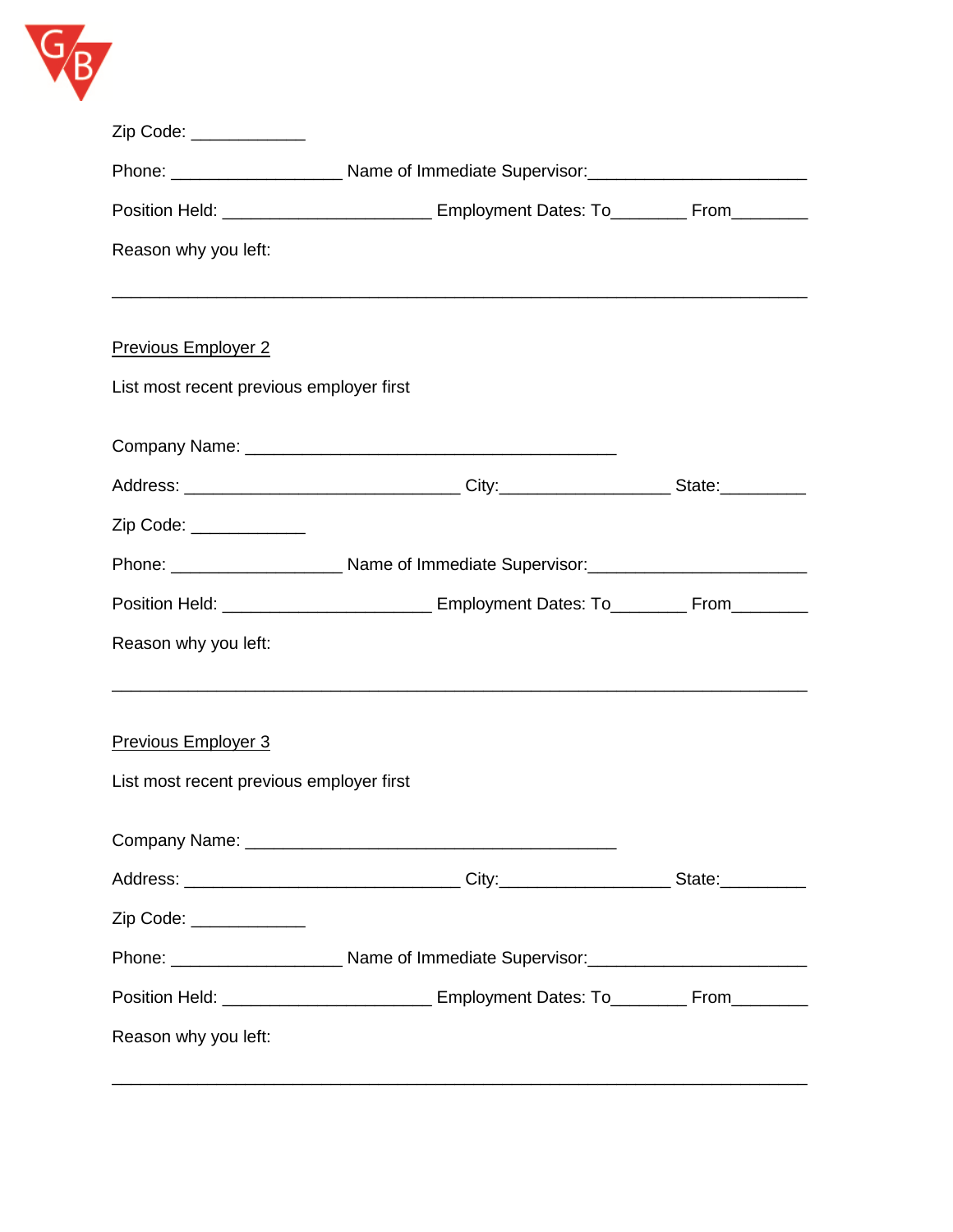Zip Code: ____________

Phone: __________________ Name of Immediate Supervisor:_______________________

Position Held: ______________________ Employment Dates: To________ From________

Reason why you left:

_________________________________________________________________________

Previous Employer 2

List most recent previous employer first

Company Name: _______________________________________

Address: _____________________________ City:__________________ State:_________

Zip Code: ____________

Phone: __________________ Name of Immediate Supervisor:_______________________

Position Held: ______________________ Employment Dates: To________ From________

Reason why you left:

_________________________________________________________________________

Previous Employer 3

List most recent previous employer first

Company Name: _______________________________________

Address: _____________________________ City:__________________ State:_________

Zip Code: ____________

Phone: __________________ Name of Immediate Supervisor:_______________________

Position Held: ______________________ Employment Dates: To________ From________

Reason why you left:

_________________________________________________________________________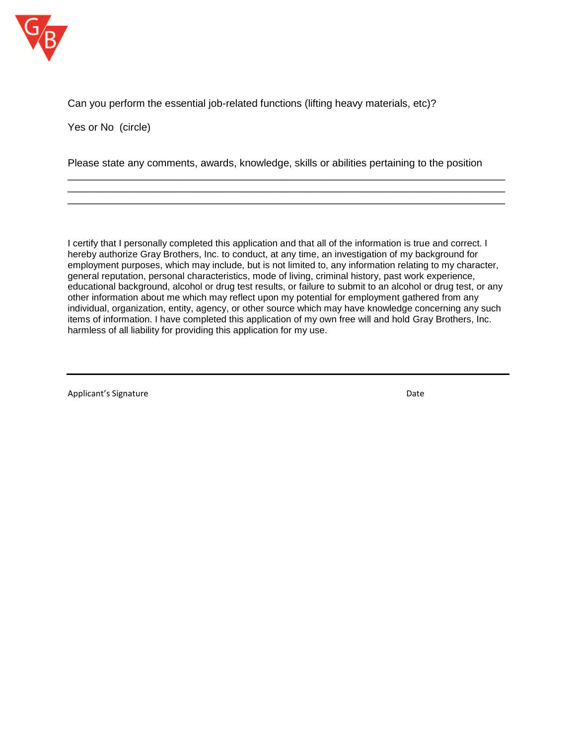Can you perform the essential job-related functions (lifting heavy materials, etc)?

Yes or No (circle)

Please state any comments, awards, knowledge, skills or abilities pertaining to the position

\_\_\_\_\_\_\_\_\_\_\_\_\_\_\_\_\_\_\_\_\_\_\_\_\_\_\_\_\_\_\_\_\_\_\_\_\_\_\_\_\_\_\_\_\_\_\_\_\_\_\_\_\_\_\_\_\_\_\_\_\_\_\_\_\_\_\_\_\_\_\_\_

\_\_\_\_\_\_\_\_\_\_\_\_\_\_\_\_\_\_\_\_\_\_\_\_\_\_\_\_\_\_\_\_\_\_\_\_\_\_\_\_\_\_\_\_\_\_\_\_\_\_\_\_\_\_\_\_\_\_\_\_\_\_\_\_\_\_\_\_\_\_\_\_

\_\_\_\_\_\_\_\_\_\_\_\_\_\_\_\_\_\_\_\_\_\_\_\_\_\_\_\_\_\_\_\_\_\_\_\_\_\_\_\_\_\_\_\_\_\_\_\_\_\_\_\_\_\_\_\_\_\_\_\_\_\_\_\_\_\_\_\_\_\_\_\_

I certify that I personally completed this application and that all of the information is true and correct. I hereby authorize Gray Brothers, Inc. to conduct, at any time, an investigation of my background for employment purposes, which may include, but is not limited to, any information relating to my character, general reputation, personal characteristics, mode of living, criminal history, past work experience, educational background, alcohol or drug test results, or failure to submit to an alcohol or drug test, or any other information about me which may reflect upon my potential for employment gathered from any individual, organization, entity, agency, or other source which may have knowledge concerning any such items of information. I have completed this application of my own free will and hold Gray Brothers, Inc. harmless of all liability for providing this application for my use.

\_\_\_\_\_\_\_\_\_\_\_\_\_\_\_\_\_\_\_\_\_\_\_\_\_\_\_\_\_\_\_\_\_\_\_\_\_\_\_\_\_\_\_\_\_\_\_\_\_\_\_\_\_\_\_\_\_\_\_\_\_\_\_\_\_\_\_\_\_\_\_\_

Applicant's Signature                                                                                                    Date